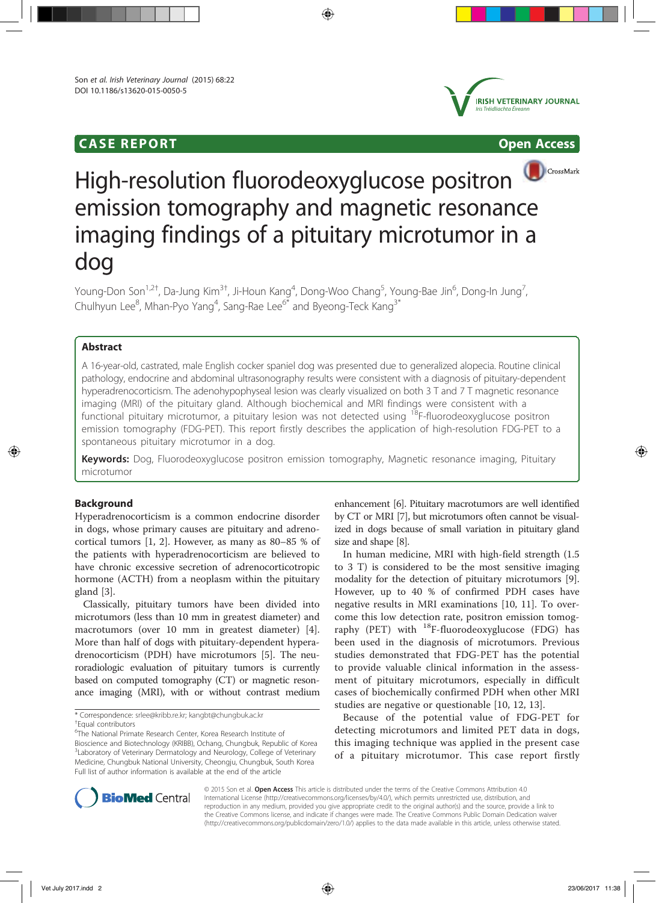CASE REPORT

Open Access

# High-resolution fluorodeoxyglucose positron emission tomography and magnetic resonance imaging findings of a pituitary microtumor in a dog

Young-Don Son[1,2†], Da-Jung Kim[3†], Ji-Houn Kang[4], Dong-Woo Chang[5], Young-Bae Jin[6], Dong-In Jung[7], Chulhyun Lee[8], Mhan-Pyo Yang[4], Sang-Rae Lee[6*] and Byeong-Teck Kang[3*]

## Abstract

A 16-year-old, castrated, male English cocker spaniel dog was presented due to generalized alopecia. Routine clinical pathology, endocrine and abdominal ultrasonography results were consistent with a diagnosis of pituitary-dependent hyperadrenocorticism. The adenohypophyseal lesion was clearly visualized on both 3 T and 7 T magnetic resonance imaging (MRI) of the pituitary gland. Although biochemical and MRI findings were consistent with a functional pituitary microtumor, a pituitary lesion was not detected using $^{18}$F-fluorodeoxyglucose positron emission tomography (FDG-PET). This report firstly describes the application of high-resolution FDG-PET to a spontaneous pituitary microtumor in a dog.

**Keywords:** Dog, Fluorodeoxyglucose positron emission tomography, Magnetic resonance imaging, Pituitary microtumor

## Background

Hyperadrenocorticism is a common endocrine disorder in dogs, whose primary causes are pituitary and adrenocortical tumors [1, 2]. However, as many as 80–85 % of the patients with hyperadrenocorticism are believed to have chronic excessive secretion of adrenocorticotropic hormone (ACTH) from a neoplasm within the pituitary gland [3].

Classically, pituitary tumors have been divided into microtumors (less than 10 mm in greatest diameter) and macrotumors (over 10 mm in greatest diameter) [4]. More than half of dogs with pituitary-dependent hyperadrenocorticism (PDH) have microtumors [5]. The neuroradiologic evaluation of pituitary tumors is currently based on computed tomography (CT) or magnetic resonance imaging (MRI), with or without contrast medium enhancement [6]. Pituitary macrotumors are well identified by CT or MRI [7], but microtumors often cannot be visualized in dogs because of small variation in pituitary gland size and shape [8].

In human medicine, MRI with high-field strength (1.5 to 3 T) is considered to be the most sensitive imaging modality for the detection of pituitary microtumors [9]. However, up to 40 % of confirmed PDH cases have negative results in MRI examinations [10, 11]. To overcome this low detection rate, positron emission tomography (PET) with $^{18}$F-fluorodeoxyglucose (FDG) has been used in the diagnosis of microtumors. Previous studies demonstrated that FDG-PET has the potential to provide valuable clinical information in the assessment of pituitary microtumors, especially in difficult cases of biochemically confirmed PDH when other MRI studies are negative or questionable [10, 12, 13].

Because of the potential value of FDG-PET for detecting microtumors and limited PET data in dogs, this imaging technique was applied in the present case of a pituitary microtumor. This case report firstly

* Correspondence: srlee@kribb.re.kr; kangbt@chungbuk.ac.kr
†Equal contributors
[6]The National Primate Research Center, Korea Research Institute of Bioscience and Biotechnology (KRIBB), Ochang, Chungbuk, Republic of Korea
[3]Laboratory of Veterinary Dermatology and Neurology, College of Veterinary Medicine, Chungbuk National University, Cheongju, Chungbuk, South Korea
Full list of author information is available at the end of the article

© 2015 Son et al. **Open Access** This article is distributed under the terms of the Creative Commons Attribution 4.0 International License (http://creativecommons.org/licenses/by/4.0/), which permits unrestricted use, distribution, and reproduction in any medium, provided you give appropriate credit to the original author(s) and the source, provide a link to the Creative Commons license, and indicate if changes were made. The Creative Commons Public Domain Dedication waiver (http://creativecommons.org/publicdomain/zero/1.0/) applies to the data made available in this article, unless otherwise stated.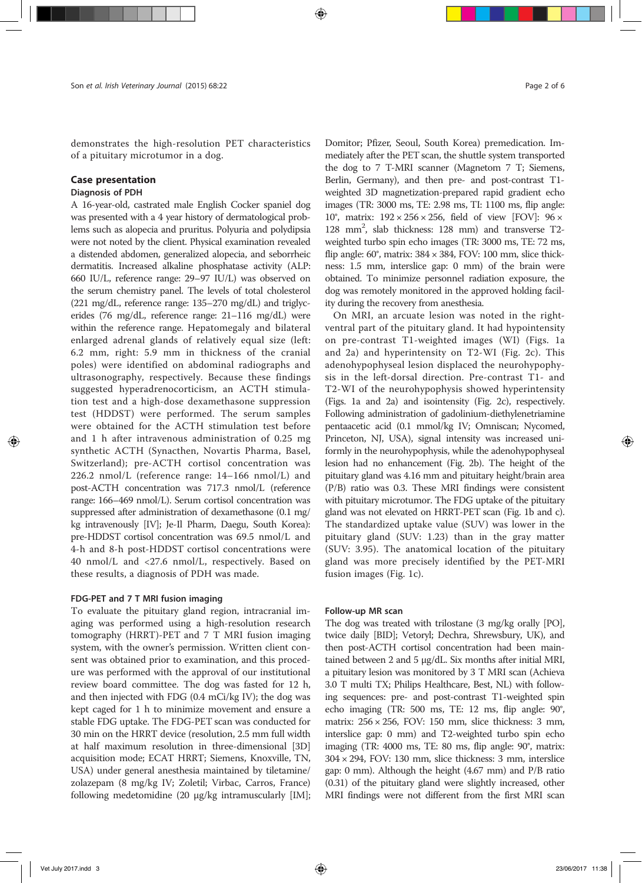demonstrates the high-resolution PET characteristics of a pituitary microtumor in a dog.

## Case presentation

### Diagnosis of PDH

A 16-year-old, castrated male English Cocker spaniel dog was presented with a 4 year history of dermatological problems such as alopecia and pruritus. Polyuria and polydipsia were not noted by the client. Physical examination revealed a distended abdomen, generalized alopecia, and seborrheic dermatitis. Increased alkaline phosphatase activity (ALP: 660 IU/L, reference range: 29–97 IU/L) was observed on the serum chemistry panel. The levels of total cholesterol (221 mg/dL, reference range: 135–270 mg/dL) and triglycerides (76 mg/dL, reference range: 21–116 mg/dL) were within the reference range. Hepatomegaly and bilateral enlarged adrenal glands of relatively equal size (left: 6.2 mm, right: 5.9 mm in thickness of the cranial poles) were identified on abdominal radiographs and ultrasonography, respectively. Because these findings suggested hyperadrenocorticism, an ACTH stimulation test and a high-dose dexamethasone suppression test (HDDST) were performed. The serum samples were obtained for the ACTH stimulation test before and 1 h after intravenous administration of 0.25 mg synthetic ACTH (Synacthen, Novartis Pharma, Basel, Switzerland); pre-ACTH cortisol concentration was 226.2 nmol/L (reference range: 14–166 nmol/L) and post-ACTH concentration was 717.3 nmol/L (reference range: 166–469 nmol/L). Serum cortisol concentration was suppressed after administration of dexamethasone (0.1 mg/kg intravenously [IV]; Je-Il Pharm, Daegu, South Korea): pre-HDDST cortisol concentration was 69.5 nmol/L and 4-h and 8-h post-HDDST cortisol concentrations were 40 nmol/L and <27.6 nmol/L, respectively. Based on these results, a diagnosis of PDH was made.

### FDG-PET and 7 T MRI fusion imaging

To evaluate the pituitary gland region, intracranial imaging was performed using a high-resolution research tomography (HRRT)-PET and 7 T MRI fusion imaging system, with the owner's permission. Written client consent was obtained prior to examination, and this procedure was performed with the approval of our institutional review board committee. The dog was fasted for 12 h, and then injected with FDG (0.4 mCi/kg IV); the dog was kept caged for 1 h to minimize movement and ensure a stable FDG uptake. The FDG-PET scan was conducted for 30 min on the HRRT device (resolution, 2.5 mm full width at half maximum resolution in three-dimensional [3D] acquisition mode; ECAT HRRT; Siemens, Knoxville, TN, USA) under general anesthesia maintained by tiletamine/zolazepam (8 mg/kg IV; Zoletil; Virbac, Carros, France) following medetomidine (20 μg/kg intramuscularly [IM]; Domitor; Pfizer, Seoul, South Korea) premedication. Immediately after the PET scan, the shuttle system transported the dog to 7 T-MRI scanner (Magnetom 7 T; Siemens, Berlin, Germany), and then pre- and post-contrast T1-weighted 3D magnetization-prepared rapid gradient echo images (TR: 3000 ms, TE: 2.98 ms, TI: 1100 ms, flip angle: 10°, matrix: 192 × 256 × 256, field of view [FOV]: 96 × 128 mm$^2$, slab thickness: 128 mm) and transverse T2-weighted turbo spin echo images (TR: 3000 ms, TE: 72 ms, flip angle: 60°, matrix: 384 × 384, FOV: 100 mm, slice thickness: 1.5 mm, interslice gap: 0 mm) of the brain were obtained. To minimize personnel radiation exposure, the dog was remotely monitored in the approved holding facility during the recovery from anesthesia.

On MRI, an arcuate lesion was noted in the right-ventral part of the pituitary gland. It had hypointensity on pre-contrast T1-weighted images (WI) (Figs. 1a and 2a) and hyperintensity on T2-WI (Fig. 2c). This adenohypophyseal lesion displaced the neurohypophysis in the left-dorsal direction. Pre-contrast T1- and T2-WI of the neurohypophysis showed hyperintensity (Figs. 1a and 2a) and isointensity (Fig. 2c), respectively. Following administration of gadolinium-diethylenetriamine pentaacetic acid (0.1 mmol/kg IV; Omniscan; Nycomed, Princeton, NJ, USA), signal intensity was increased uniformly in the neurohypophysis, while the adenohypophyseal lesion had no enhancement (Fig. 2b). The height of the pituitary gland was 4.16 mm and pituitary height/brain area (P/B) ratio was 0.3. These MRI findings were consistent with pituitary microtumor. The FDG uptake of the pituitary gland was not elevated on HRRT-PET scan (Fig. 1b and c). The standardized uptake value (SUV) was lower in the pituitary gland (SUV: 1.23) than in the gray matter (SUV: 3.95). The anatomical location of the pituitary gland was more precisely identified by the PET-MRI fusion images (Fig. 1c).

### Follow-up MR scan

The dog was treated with trilostane (3 mg/kg orally [PO], twice daily [BID]; Vetoryl; Dechra, Shrewsbury, UK), and then post-ACTH cortisol concentration had been maintained between 2 and 5 μg/dL. Six months after initial MRI, a pituitary lesion was monitored by 3 T MRI scan (Achieva 3.0 T multi TX; Philips Healthcare, Best, NL) with following sequences: pre- and post-contrast T1-weighted spin echo imaging (TR: 500 ms, TE: 12 ms, flip angle: 90°, matrix: 256 × 256, FOV: 150 mm, slice thickness: 3 mm, interslice gap: 0 mm) and T2-weighted turbo spin echo imaging (TR: 4000 ms, TE: 80 ms, flip angle: 90°, matrix: 304 × 294, FOV: 130 mm, slice thickness: 3 mm, interslice gap: 0 mm). Although the height (4.67 mm) and P/B ratio (0.31) of the pituitary gland were slightly increased, other MRI findings were not different from the first MRI scan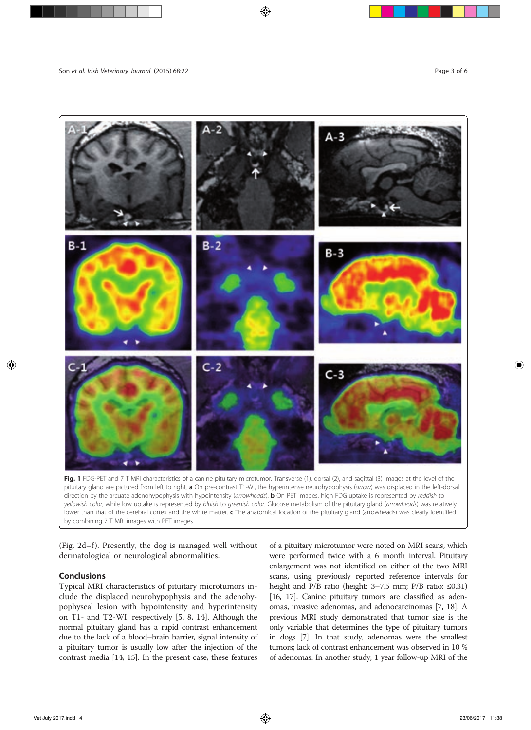Fig. 1 FDG-PET and 7 T MRI characteristics of a canine pituitary microtumor. Transverse (1), dorsal (2), and sagittal (3) images at the level of the pituitary gland are pictured from left to right. **a** On pre-contrast T1-WI, the hyperintense neurohypophysis (*arrow*) was displaced in the left-dorsal direction by the arcuate adenohypophysis with hypointensity (*arrowheads*). **b** On PET images, high FDG uptake is represented by *reddish* to *yellowish color*, while low uptake is represented by *bluish* to *greenish color*. Glucose metabolism of the pituitary gland (*arrowheads*) was relatively lower than that of the cerebral cortex and the white matter. **c** The anatomical location of the pituitary gland (arrowheads) was clearly identified by combining 7 T MRI images with PET images

(Fig. 2d–f). Presently, the dog is managed well without dermatological or neurological abnormalities.

## Conclusions

Typical MRI characteristics of pituitary microtumors include the displaced neurohypophysis and the adenohypophyseal lesion with hypointensity and hyperintensity on T1- and T2-WI, respectively [5, 8, 14]. Although the normal pituitary gland has a rapid contrast enhancement due to the lack of a blood–brain barrier, signal intensity of a pituitary tumor is usually low after the injection of the contrast media [14, 15]. In the present case, these features of a pituitary microtumor were noted on MRI scans, which were performed twice with a 6 month interval. Pituitary enlargement was not identified on either of the two MRI scans, using previously reported reference intervals for height and P/B ratio (height: 3–7.5 mm; P/B ratio: ≤0.31) [16, 17]. Canine pituitary tumors are classified as adenomas, invasive adenomas, and adenocarcinomas [7, 18]. A previous MRI study demonstrated that tumor size is the only variable that determines the type of pituitary tumors in dogs [7]. In that study, adenomas were the smallest tumors; lack of contrast enhancement was observed in 10 % of adenomas. In another study, 1 year follow-up MRI of the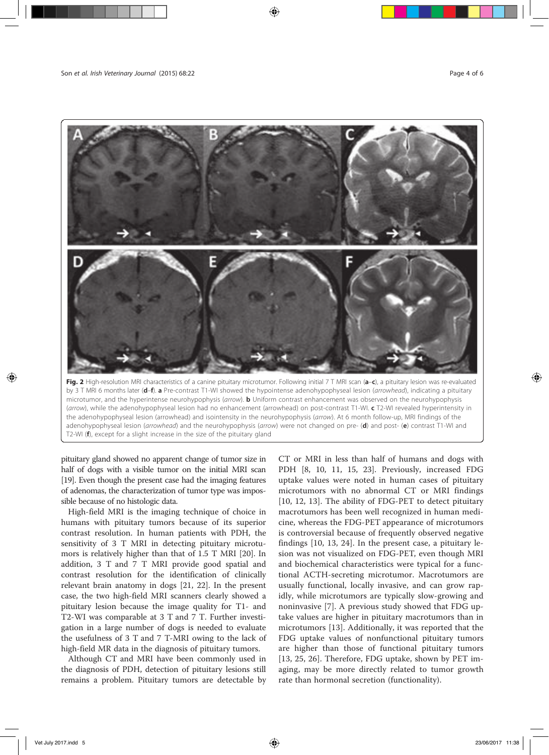**Fig. 2** High-resolution MRI characteristics of a canine pituitary microtumor. Following initial 7 T MRI scan (**a**–**c**), a pituitary lesion was re-evaluated by 3 T MRI 6 months later (**d**–**f**). **a** Pre-contrast T1-WI showed the hypointense adenohypophyseal lesion (*arrowhead*), indicating a pituitary microtumor, and the hyperintense neurohypophysis (*arrow*). **b** Uniform contrast enhancement was observed on the neurohypophysis (*arrow*), while the adenohypophyseal lesion had no enhancement (arrowhead) on post-contrast T1-WI. **c** T2-WI revealed hyperintensity in the adenohypophyseal lesion (arrowhead) and isointensity in the neurohypophysis (*arrow*). At 6 month follow-up, MRI findings of the adenohypophyseal lesion (*arrowhead*) and the neurohypophysis (*arrow*) were not changed on pre- (**d**) and post- (**e**) contrast T1-WI and T2-WI (**f**), except for a slight increase in the size of the pituitary gland

pituitary gland showed no apparent change of tumor size in half of dogs with a visible tumor on the initial MRI scan [19]. Even though the present case had the imaging features of adenomas, the characterization of tumor type was impossible because of no histologic data.

High-field MRI is the imaging technique of choice in humans with pituitary tumors because of its superior contrast resolution. In human patients with PDH, the sensitivity of 3 T MRI in detecting pituitary microtumors is relatively higher than that of 1.5 T MRI [20]. In addition, 3 T and 7 T MRI provide good spatial and contrast resolution for the identification of clinically relevant brain anatomy in dogs [21, 22]. In the present case, the two high-field MRI scanners clearly showed a pituitary lesion because the image quality for T1- and T2-WI was comparable at 3 T and 7 T. Further investigation in a large number of dogs is needed to evaluate the usefulness of 3 T and 7 T-MRI owing to the lack of high-field MR data in the diagnosis of pituitary tumors.

Although CT and MRI have been commonly used in the diagnosis of PDH, detection of pituitary lesions still remains a problem. Pituitary tumors are detectable by CT or MRI in less than half of humans and dogs with PDH [8, 10, 11, 15, 23]. Previously, increased FDG uptake values were noted in human cases of pituitary microtumors with no abnormal CT or MRI findings [10, 12, 13]. The ability of FDG-PET to detect pituitary macrotumors has been well recognized in human medicine, whereas the FDG-PET appearance of microtumors is controversial because of frequently observed negative findings [10, 13, 24]. In the present case, a pituitary lesion was not visualized on FDG-PET, even though MRI and biochemical characteristics were typical for a functional ACTH-secreting microtumor. Macrotumors are usually functional, locally invasive, and can grow rapidly, while microtumors are typically slow-growing and noninvasive [7]. A previous study showed that FDG uptake values are higher in pituitary macrotumors than in microtumors [13]. Additionally, it was reported that the FDG uptake values of nonfunctional pituitary tumors are higher than those of functional pituitary tumors [13, 25, 26]. Therefore, FDG uptake, shown by PET imaging, may be more directly related to tumor growth rate than hormonal secretion (functionality).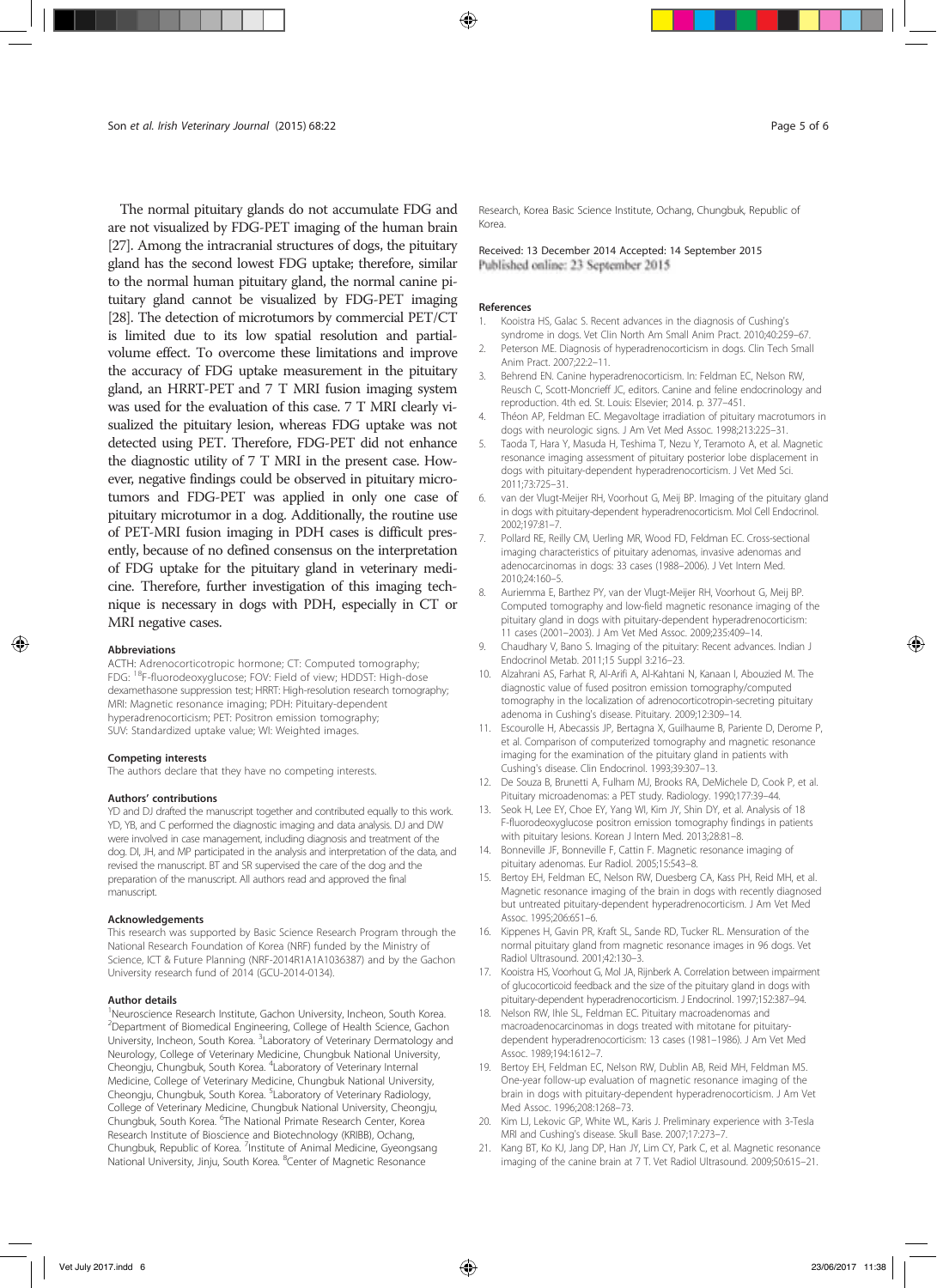The normal pituitary glands do not accumulate FDG and are not visualized by FDG-PET imaging of the human brain [27]. Among the intracranial structures of dogs, the pituitary gland has the second lowest FDG uptake; therefore, similar to the normal human pituitary gland, the normal canine pituitary gland cannot be visualized by FDG-PET imaging [28]. The detection of microtumors by commercial PET/CT is limited due to its low spatial resolution and partial-volume effect. To overcome these limitations and improve the accuracy of FDG uptake measurement in the pituitary gland, an HRRT-PET and 7 T MRI fusion imaging system was used for the evaluation of this case. 7 T MRI clearly visualized the pituitary lesion, whereas FDG uptake was not detected using PET. Therefore, FDG-PET did not enhance the diagnostic utility of 7 T MRI in the present case. However, negative findings could be observed in pituitary microtumors and FDG-PET was applied in only one case of pituitary microtumor in a dog. Additionally, the routine use of PET-MRI fusion imaging in PDH cases is difficult presently, because of no defined consensus on the interpretation of FDG uptake for the pituitary gland in veterinary medicine. Therefore, further investigation of this imaging technique is necessary in dogs with PDH, especially in CT or MRI negative cases.

#### Abbreviations

ACTH: Adrenocorticotropic hormone; CT: Computed tomography; FDG: $^{18}$F-fluorodeoxyglucose; FOV: Field of view; HDDST: High-dose dexamethasone suppression test; HRRT: High-resolution research tomography; MRI: Magnetic resonance imaging; PDH: Pituitary-dependent hyperadrenocorticism; PET: Positron emission tomography; SUV: Standardized uptake value; WI: Weighted images.

#### Competing interests

The authors declare that they have no competing interests.

#### Authors' contributions

YD and DJ drafted the manuscript together and contributed equally to this work. YD, YB, and C performed the diagnostic imaging and data analysis. DJ and DW were involved in case management, including diagnosis and treatment of the dog. DI, JH, and MP participated in the analysis and interpretation of the data, and revised the manuscript. BT and SR supervised the care of the dog and the preparation of the manuscript. All authors read and approved the final manuscript.

#### Acknowledgements

This research was supported by Basic Science Research Program through the National Research Foundation of Korea (NRF) funded by the Ministry of Science, ICT & Future Planning (NRF-2014R1A1A1036387) and by the Gachon University research fund of 2014 (GCU-2014-0134).

#### Author details

[1]Neuroscience Research Institute, Gachon University, Incheon, South Korea. [2]Department of Biomedical Engineering, College of Health Science, Gachon University, Incheon, South Korea. [3]Laboratory of Veterinary Dermatology and Neurology, College of Veterinary Medicine, Chungbuk National University, Cheongju, Chungbuk, South Korea. [4]Laboratory of Veterinary Internal Medicine, College of Veterinary Medicine, Chungbuk National University, Cheongju, Chungbuk, South Korea. [5]Laboratory of Veterinary Radiology, College of Veterinary Medicine, Chungbuk National University, Cheongju, Chungbuk, South Korea. [6]The National Primate Research Center, Korea Research Institute of Bioscience and Biotechnology (KRIBB), Ochang, Chungbuk, Republic of Korea. [7]Institute of Animal Medicine, Gyeongsang National University, Jinju, South Korea. [8]Center of Magnetic Resonance Research, Korea Basic Science Institute, Ochang, Chungbuk, Republic of Korea.

Received: 13 December 2014 Accepted: 14 September 2015
Published online: 23 September 2015

#### References

1. Kooistra HS, Galac S. Recent advances in the diagnosis of Cushing's syndrome in dogs. Vet Clin North Am Small Anim Pract. 2010;40:259–67.
2. Peterson ME. Diagnosis of hyperadrenocorticism in dogs. Clin Tech Small Anim Pract. 2007;22:2–11.
3. Behrend EN. Canine hyperadrenocorticism. In: Feldman EC, Nelson RW, Reusch C, Scott-Moncrieff JC, editors. Canine and feline endocrinology and reproduction. 4th ed. St. Louis: Elsevier; 2014. p. 377–451.
4. Théon AP, Feldman EC. Megavoltage irradiation of pituitary macrotumors in dogs with neurologic signs. J Am Vet Med Assoc. 1998;213:225–31.
5. Taoda T, Hara Y, Masuda H, Teshima T, Nezu Y, Teramoto A, et al. Magnetic resonance imaging assessment of pituitary posterior lobe displacement in dogs with pituitary-dependent hyperadrenocorticism. J Vet Med Sci. 2011;73:725–31.
6. van der Vlugt-Meijer RH, Voorhout G, Meij BP. Imaging of the pituitary gland in dogs with pituitary-dependent hyperadrenocorticism. Mol Cell Endocrinol. 2002;197:81–7.
7. Pollard RE, Reilly CM, Uerling MR, Wood FD, Feldman EC. Cross-sectional imaging characteristics of pituitary adenomas, invasive adenomas and adenocarcinomas in dogs: 33 cases (1988–2006). J Vet Intern Med. 2010;24:160–5.
8. Auriemma E, Barthez PY, van der Vlugt-Meijer RH, Voorhout G, Meij BP. Computed tomography and low-field magnetic resonance imaging of the pituitary gland in dogs with pituitary-dependent hyperadrenocorticism: 11 cases (2001–2003). J Am Vet Med Assoc. 2009;235:409–14.
9. Chaudhary V, Bano S. Imaging of the pituitary: Recent advances. Indian J Endocrinol Metab. 2011;15 Suppl 3:216–23.
10. Alzahrani AS, Farrat R, Al-Arifi A, Al-Kahtani N, Kanaan I, Abouzied M. The diagnostic value of fused positron emission tomography/computed tomography in the localization of adrenocorticotropin-secreting pituitary adenoma in Cushing's disease. Pituitary. 2009;12:309–14.
11. Escourolle H, Abecassis JP, Bertagna X, Guilhaume B, Pariente D, Derome P, et al. Comparison of computerized tomography and magnetic resonance imaging for the examination of the pituitary gland in patients with Cushing's disease. Clin Endocrinol. 1993;39:307–13.
12. De Souza B, Brunetti A, Fulham MJ, Brooks RA, DeMichele D, Cook P, et al. Pituitary microadenomas: a PET study. Radiology. 1990;177:39–44.
13. Seok H, Lee EY, Choe EY, Yang WI, Kim JY, Shin DY, et al. Analysis of 18 F-fluorodeoxyglucose positron emission tomography findings in patients with pituitary lesions. Korean J Intern Med. 2013;28:81–8.
14. Bonneville JF, Bonneville F, Cattin F. Magnetic resonance imaging of pituitary adenomas. Eur Radiol. 2005;15:543–8.
15. Bertoy EH, Feldman EC, Nelson RW, Duesberg CA, Kass PH, Reid MH, et al. Magnetic resonance imaging of the brain in dogs with recently diagnosed but untreated pituitary-dependent hyperadrenocorticism. J Am Vet Med Assoc. 1995;206:651–6.
16. Kippenes H, Gavin PR, Kraft SL, Sande RD, Tucker RL. Mensuration of the normal pituitary gland from magnetic resonance images in 96 dogs. Vet Radiol Ultrasound. 2001;42:130–3.
17. Kooistra HS, Voorhout G, Mol JA, Rijnberk A. Correlation between impairment of glucocorticoid feedback and the size of the pituitary gland in dogs with pituitary-dependent hyperadrenocorticism. J Endocrinol. 1997;152:387–94.
18. Nelson RW, Ihle SL, Feldman EC. Pituitary macroadenomas and macroadenocarcinomas in dogs treated with mitotane for pituitary-dependent hyperadrenocorticism: 13 cases (1981–1986). J Am Vet Med Assoc. 1989;194:1612–7.
19. Bertoy EH, Feldman EC, Nelson RW, Dublin AB, Reid MH, Feldman MS. One-year follow-up evaluation of magnetic resonance imaging of the brain in dogs with pituitary-dependent hyperadrenocorticism. J Am Vet Med Assoc. 1996;208:1268–73.
20. Kim LJ, Lekovic GP, White WL, Karis J. Preliminary experience with 3-Tesla MRI and Cushing's disease. Skull Base. 2007;17:273–7.
21. Kang BT, Ko KJ, Jang DP, Han JY, Lim CY, Park C, et al. Magnetic resonance imaging of the canine brain at 7 T. Vet Radiol Ultrasound. 2009;50:615–21.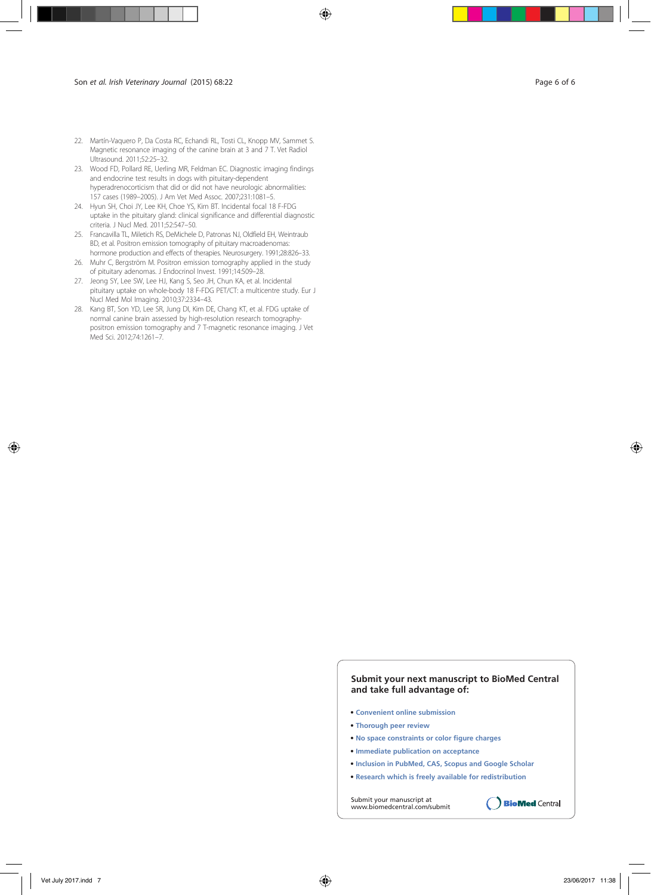22. Martín-Vaquero P, Da Costa RC, Echandi RL, Tosti CL, Knopp MV, Sammet S. Magnetic resonance imaging of the canine brain at 3 and 7 T. Vet Radiol Ultrasound. 2011;52:25–32.
23. Wood FD, Pollard RE, Uerling MR, Feldman EC. Diagnostic imaging findings and endocrine test results in dogs with pituitary-dependent hyperadrenocorticism that did or did not have neurologic abnormalities: 157 cases (1989–2005). J Am Vet Med Assoc. 2007;231:1081–5.
24. Hyun SH, Choi JY, Lee KH, Choe YS, Kim BT. Incidental focal 18 F-FDG uptake in the pituitary gland: clinical significance and differential diagnostic criteria. J Nucl Med. 2011;52:547–50.
25. Francavilla TL, Miletich RS, DeMichele D, Patronas NJ, Oldfield EH, Weintraub BD, et al. Positron emission tomography of pituitary macroadenomas: hormone production and effects of therapies. Neurosurgery. 1991;28:826–33.
26. Muhr C, Bergström M. Positron emission tomography applied in the study of pituitary adenomas. J Endocrinol Invest. 1991;14:509–28.
27. Jeong SY, Lee SW, Lee HJ, Kang S, Seo JH, Chun KA, et al. Incidental pituitary uptake on whole-body 18 F-FDG PET/CT: a multicentre study. Eur J Nucl Med Mol Imaging. 2010;37:2334–43.
28. Kang BT, Son YD, Lee SR, Jung DI, Kim DE, Chang KT, et al. FDG uptake of normal canine brain assessed by high-resolution research tomography-positron emission tomography and 7 T-magnetic resonance imaging. J Vet Med Sci. 2012;74:1261–7.

**Submit your next manuscript to BioMed Central and take full advantage of:**

- **Convenient online submission**
- **Thorough peer review**
- **No space constraints or color figure charges**
- **Immediate publication on acceptance**
- **Inclusion in PubMed, CAS, Scopus and Google Scholar**
- **Research which is freely available for redistribution**

Submit your manuscript at
www.biomedcentral.com/submit

BioMed Central